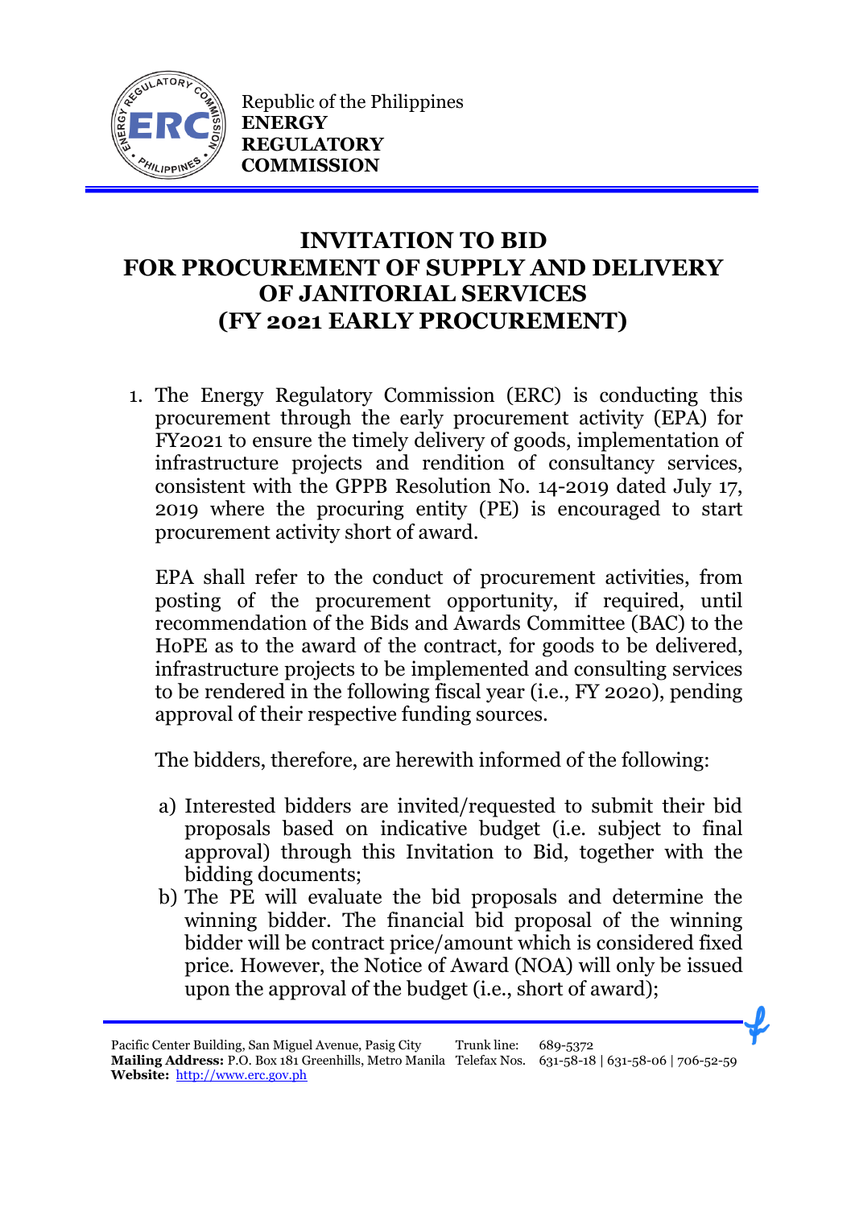Republic of the Philippines
**ENERGY REGULATORY COMMISSION**

# INVITATION TO BID FOR PROCUREMENT OF SUPPLY AND DELIVERY OF JANITORIAL SERVICES (FY 2021 EARLY PROCUREMENT)

1. The Energy Regulatory Commission (ERC) is conducting this procurement through the early procurement activity (EPA) for FY2021 to ensure the timely delivery of goods, implementation of infrastructure projects and rendition of consultancy services, consistent with the GPPB Resolution No. 14-2019 dated July 17, 2019 where the procuring entity (PE) is encouraged to start procurement activity short of award.

   EPA shall refer to the conduct of procurement activities, from posting of the procurement opportunity, if required, until recommendation of the Bids and Awards Committee (BAC) to the HoPE as to the award of the contract, for goods to be delivered, infrastructure projects to be implemented and consulting services to be rendered in the following fiscal year (i.e., FY 2020), pending approval of their respective funding sources.

   The bidders, therefore, are herewith informed of the following:

   a) Interested bidders are invited/requested to submit their bid proposals based on indicative budget (i.e. subject to final approval) through this Invitation to Bid, together with the bidding documents;
   b) The PE will evaluate the bid proposals and determine the winning bidder. The financial bid proposal of the winning bidder will be contract price/amount which is considered fixed price. However, the Notice of Award (NOA) will only be issued upon the approval of the budget (i.e., short of award);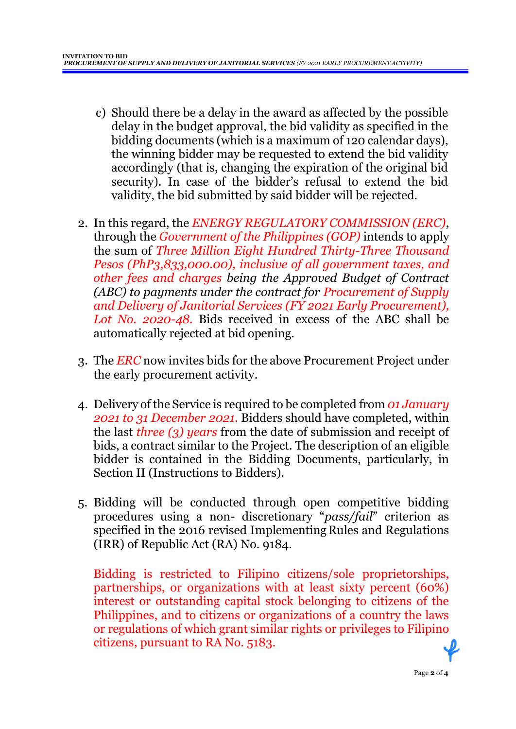c) Should there be a delay in the award as affected by the possible delay in the budget approval, the bid validity as specified in the bidding documents (which is a maximum of 120 calendar days), the winning bidder may be requested to extend the bid validity accordingly (that is, changing the expiration of the original bid security). In case of the bidder's refusal to extend the bid validity, the bid submitted by said bidder will be rejected.

2. In this regard, the *ENERGY REGULATORY COMMISSION (ERC)*, through the *Government of the Philippines (GOP)* intends to apply the sum of *Three Million Eight Hundred Thirty-Three Thousand Pesos (PhP3,833,000.00), inclusive of all government taxes, and other fees and charges being the Approved Budget of Contract (ABC) to payments under the contract for Procurement of Supply and Delivery of Janitorial Services (FY 2021 Early Procurement), Lot No. 2020-48.* Bids received in excess of the ABC shall be automatically rejected at bid opening.

3. The *ERC* now invites bids for the above Procurement Project under the early procurement activity.

4. Delivery of the Service is required to be completed from *01 January 2021 to 31 December 2021.* Bidders should have completed, within the last *three (3) years* from the date of submission and receipt of bids, a contract similar to the Project. The description of an eligible bidder is contained in the Bidding Documents, particularly, in Section II (Instructions to Bidders).

5. Bidding will be conducted through open competitive bidding procedures using a non- discretionary "*pass/fail*" criterion as specified in the 2016 revised Implementing Rules and Regulations (IRR) of Republic Act (RA) No. 9184.

   Bidding is restricted to Filipino citizens/sole proprietorships, partnerships, or organizations with at least sixty percent (60%) interest or outstanding capital stock belonging to citizens of the Philippines, and to citizens or organizations of a country the laws or regulations of which grant similar rights or privileges to Filipino citizens, pursuant to RA No. 5183.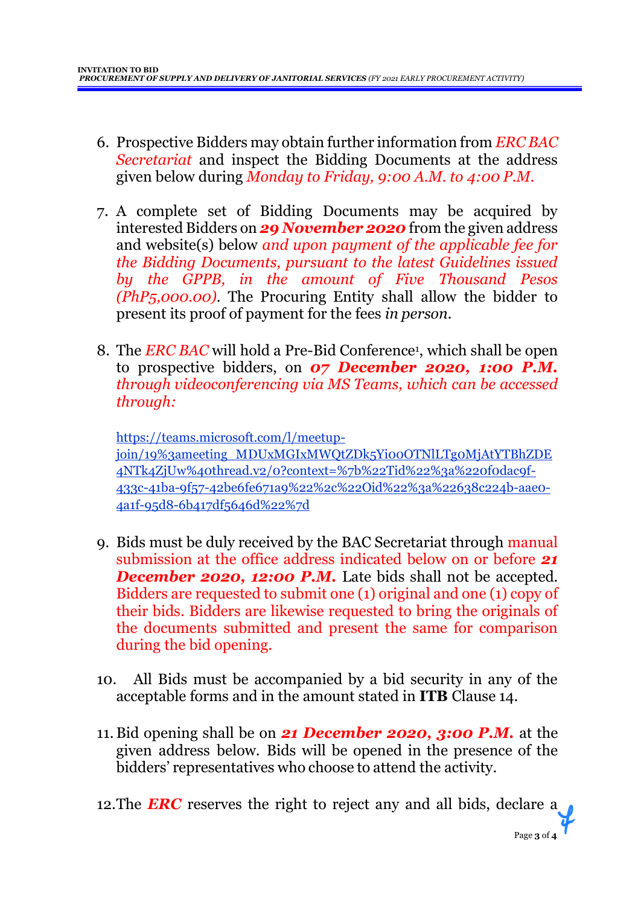6. Prospective Bidders may obtain further information from *ERC BAC Secretariat* and inspect the Bidding Documents at the address given below during *Monday to Friday, 9:00 A.M. to 4:00 P.M.*

7. A complete set of Bidding Documents may be acquired by interested Bidders on ***29 November 2020*** from the given address and website(s) below *and upon payment of the applicable fee for the Bidding Documents, pursuant to the latest Guidelines issued by the GPPB, in the amount of Five Thousand Pesos (PhP5,000.00)*. The Procuring Entity shall allow the bidder to present its proof of payment for the fees *in person*.

8. The *ERC BAC* will hold a Pre-Bid Conference[1], which shall be open to prospective bidders, on ***07 December 2020, 1:00 P.M.*** *through videoconferencing via MS Teams, which can be accessed through:*

   https://teams.microsoft.com/l/meetup-join/19%3ameeting_MDUxMGIxMWQtZDk5Yi00OTNlLTg0MjAtYTBhZDE4NTk4ZjUw%40thread.v2/0?context=%7b%22Tid%22%3a%220f0dac9f-433c-41ba-9f57-42be6fe671a9%22%2c%22Oid%22%3a%22638c224b-aae0-4a1f-95d8-6b417df5646d%22%7d

9. Bids must be duly received by the BAC Secretariat through manual submission at the office address indicated below on or before ***21 December 2020, 12:00 P.M.*** Late bids shall not be accepted. Bidders are requested to submit one (1) original and one (1) copy of their bids. Bidders are likewise requested to bring the originals of the documents submitted and present the same for comparison during the bid opening.

10. All Bids must be accompanied by a bid security in any of the acceptable forms and in the amount stated in **ITB** Clause 14.

11. Bid opening shall be on ***21 December 2020, 3:00 P.M.*** at the given address below. Bids will be opened in the presence of the bidders' representatives who choose to attend the activity.

12. The ***ERC*** reserves the right to reject any and all bids, declare a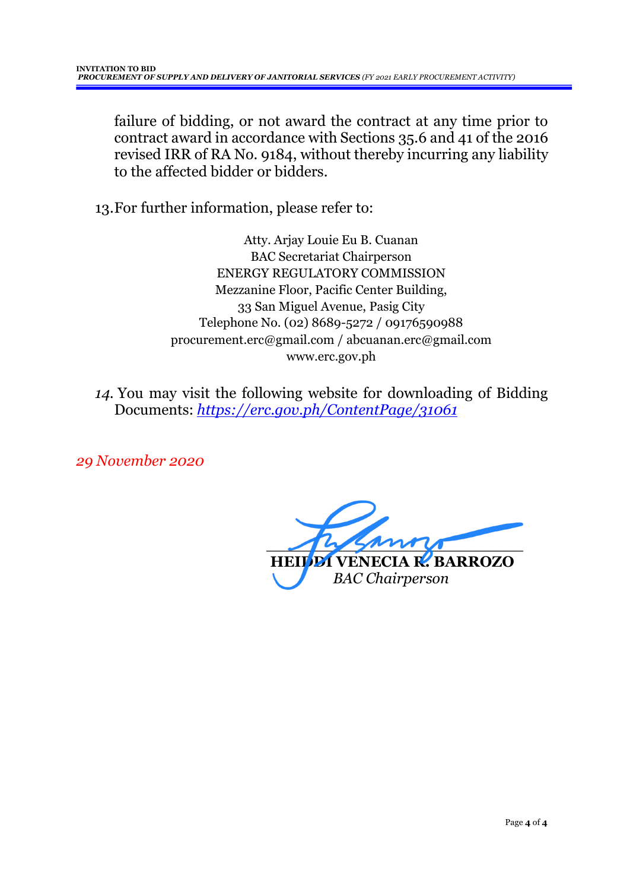failure of bidding, or not award the contract at any time prior to contract award in accordance with Sections 35.6 and 41 of the 2016 revised IRR of RA No. 9184, without thereby incurring any liability to the affected bidder or bidders.

13. For further information, please refer to:

Atty. Arjay Louie Eu B. Cuanan
BAC Secretariat Chairperson
ENERGY REGULATORY COMMISSION
Mezzanine Floor, Pacific Center Building,
33 San Miguel Avenue, Pasig City
Telephone No. (02) 8689-5272 / 09176590988
procurement.erc@gmail.com / abcuanan.erc@gmail.com
www.erc.gov.ph

*14.* You may visit the following website for downloading of Bidding Documents: *https://erc.gov.ph/ContentPage/31061*

*29 November 2020*

**HEIDDI VENECIA R. BARROZO**
*BAC Chairperson*